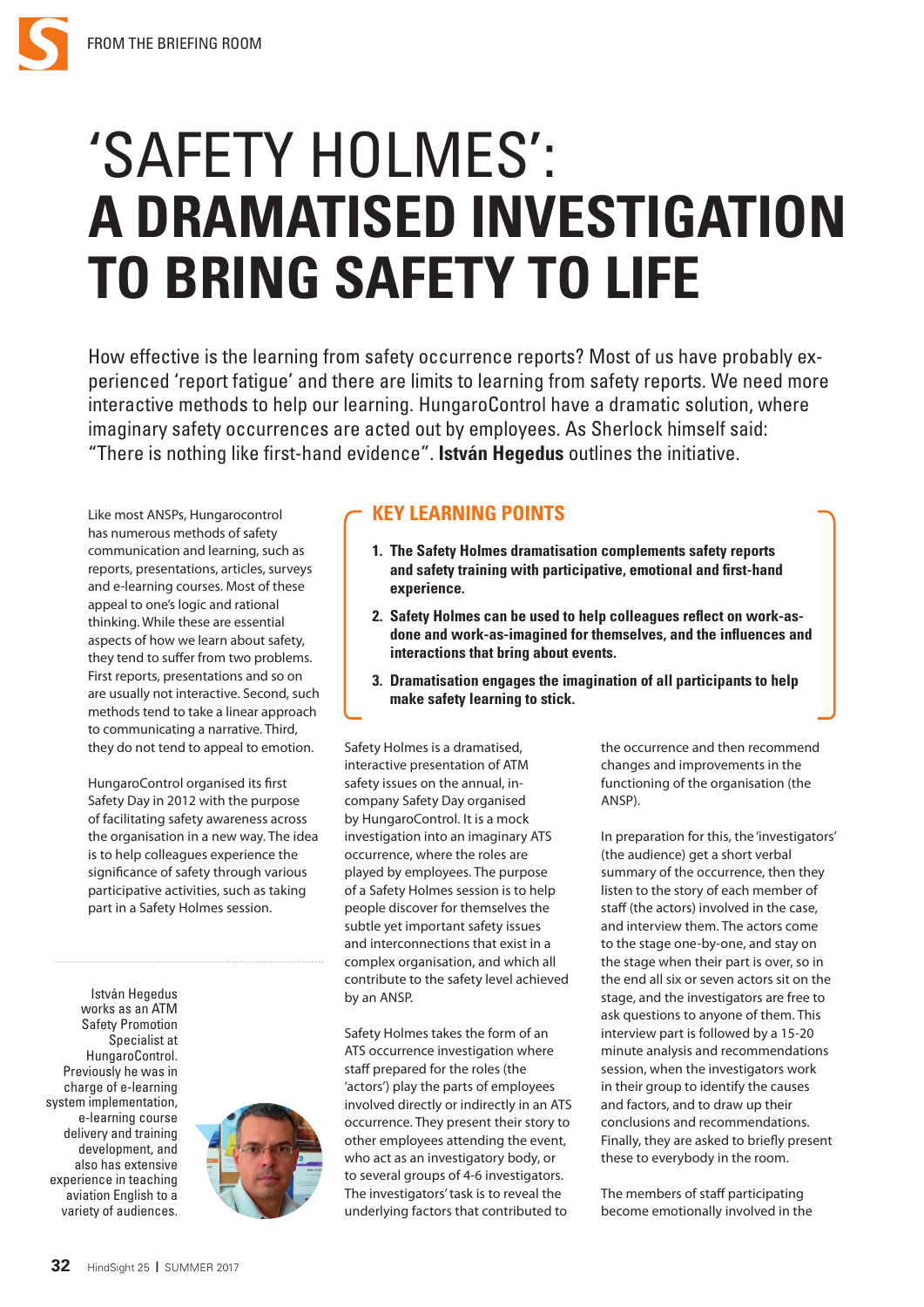# 'SAFETY HOLMES': **A DRAMATISED INVESTIGATION TO BRING SAFETY TO LIFE**

How effective is the learning from safety occurrence reports? Most of us have probably experienced 'report fatigue' and there are limits to learning from safety reports. We need more interactive methods to help our learning. HungaroControl have a dramatic solution, where imaginary safety occurrences are acted out by employees. As Sherlock himself said: "There is nothing like first-hand evidence". **István Hegedus** outlines the initiative.

Like most ANSPs, Hungarocontrol has numerous methods of safety communication and learning, such as reports, presentations, articles, surveys and e-learning courses. Most of these appeal to one's logic and rational thinking. While these are essential aspects of how we learn about safety, they tend to suffer from two problems. First reports, presentations and so on are usually not interactive. Second, such methods tend to take a linear approach to communicating a narrative. Third, they do not tend to appeal to emotion.

HungaroControl organised its first Safety Day in 2012 with the purpose of facilitating safety awareness across the organisation in a new way. The idea is to help colleagues experience the significance of safety through various participative activities, such as taking part in a Safety Holmes session.

István Hegedus works as an ATM Safety Promotion Specialist at HungaroControl. Previously he was in charge of e-learning system implementation, e-learning course delivery and training development, and also has extensive experience in teaching aviation English to a variety of audiences.

## KEY LEARNING POINTS

1. **The Safety Holmes dramatisation complements safety reports and safety training with participative, emotional and first-hand experience.**
2. **Safety Holmes can be used to help colleagues reflect on work-as-done and work-as-imagined for themselves, and the influences and interactions that bring about events.**
3. **Dramatisation engages the imagination of all participants to help make safety learning to stick.**

Safety Holmes is a dramatised, interactive presentation of ATM safety issues on the annual, in-company Safety Day organised by HungaroControl. It is a mock investigation into an imaginary ATS occurrence, where the roles are played by employees. The purpose of a Safety Holmes session is to help people discover for themselves the subtle yet important safety issues and interconnections that exist in a complex organisation, and which all contribute to the safety level achieved by an ANSP.

Safety Holmes takes the form of an ATS occurrence investigation where staff prepared for the roles (the 'actors') play the parts of employees involved directly or indirectly in an ATS occurrence. They present their story to other employees attending the event, who act as an investigatory body, or to several groups of 4-6 investigators. The investigators' task is to reveal the underlying factors that contributed to the occurrence and then recommend changes and improvements in the functioning of the organisation (the ANSP).

In preparation for this, the 'investigators' (the audience) get a short verbal summary of the occurrence, then they listen to the story of each member of staff (the actors) involved in the case, and interview them. The actors come to the stage one-by-one, and stay on the stage when their part is over, so in the end all six or seven actors sit on the stage, and the investigators are free to ask questions to anyone of them. This interview part is followed by a 15-20 minute analysis and recommendations session, when the investigators work in their group to identify the causes and factors, and to draw up their conclusions and recommendations. Finally, they are asked to briefly present these to everybody in the room.

The members of staff participating become emotionally involved in the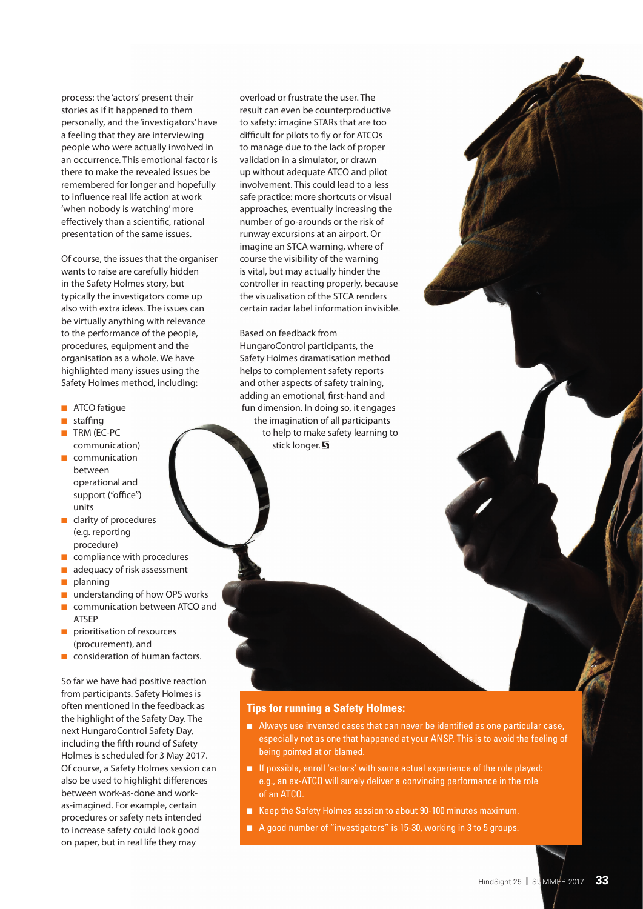process: the 'actors' present their stories as if it happened to them personally, and the 'investigators' have a feeling that they are interviewing people who were actually involved in an occurrence. This emotional factor is there to make the revealed issues be remembered for longer and hopefully to influence real life action at work 'when nobody is watching' more effectively than a scientific, rational presentation of the same issues.

Of course, the issues that the organiser wants to raise are carefully hidden in the Safety Holmes story, but typically the investigators come up also with extra ideas. The issues can be virtually anything with relevance to the performance of the people, procedures, equipment and the organisation as a whole. We have highlighted many issues using the Safety Holmes method, including:

- ATCO fatigue
- staffing
- TRM (EC-PC communication)
- communication between operational and support ("office") units
- clarity of procedures (e.g. reporting procedure)
- compliance with procedures
- adequacy of risk assessment
- planning
- understanding of how OPS works
- communication between ATCO and ATSEP
- prioritisation of resources (procurement), and
- consideration of human factors.

So far we have had positive reaction from participants. Safety Holmes is often mentioned in the feedback as the highlight of the Safety Day. The next HungaroControl Safety Day, including the fifth round of Safety Holmes is scheduled for 3 May 2017. Of course, a Safety Holmes session can also be used to highlight differences between work-as-done and work-as-imagined. For example, certain procedures or safety nets intended to increase safety could look good on paper, but in real life they may overload or frustrate the user. The result can even be counterproductive to safety: imagine STARs that are too difficult for pilots to fly or for ATCOs to manage due to the lack of proper validation in a simulator, or drawn up without adequate ATCO and pilot involvement. This could lead to a less safe practice: more shortcuts or visual approaches, eventually increasing the number of go-arounds or the risk of runway excursions at an airport. Or imagine an STCA warning, where of course the visibility of the warning is vital, but may actually hinder the controller in reacting properly, because the visualisation of the STCA renders certain radar label information invisible.

Based on feedback from HungaroControl participants, the Safety Holmes dramatisation method helps to complement safety reports and other aspects of safety training, adding an emotional, first-hand and fun dimension. In doing so, it engages the imagination of all participants to help to make safety learning to stick longer.

### Tips for running a Safety Holmes:

- Always use invented cases that can never be identified as one particular case, especially not as one that happened at your ANSP. This is to avoid the feeling of being pointed at or blamed.
- If possible, enroll 'actors' with some actual experience of the role played: e.g., an ex-ATCO will surely deliver a convincing performance in the role of an ATCO.
- Keep the Safety Holmes session to about 90-100 minutes maximum.
- A good number of "investigators" is 15-30, working in 3 to 5 groups.